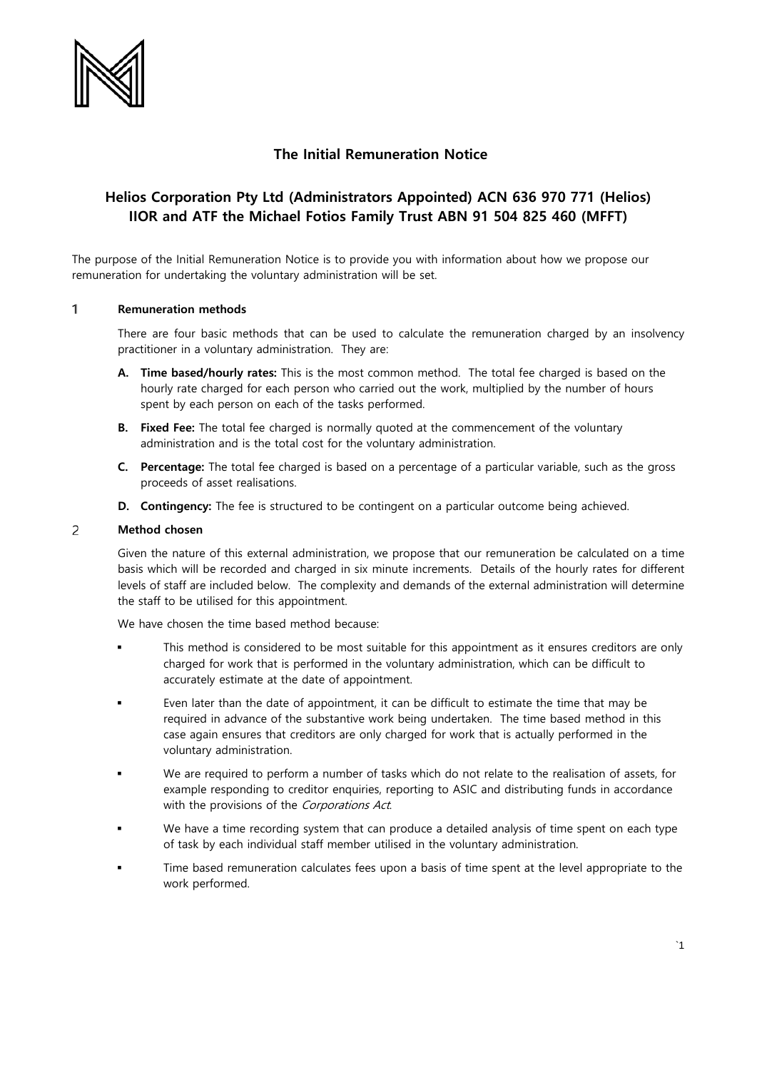## The Initial Remuneration Notice

## Helios Corporation Pty Ltd (Administrators Appointed) ACN 636 970 771 (Helios) IIOR and ATF the Michael Fotios Family Trust ABN 91 504 825 460 (MFFT)

The purpose of the Initial Remuneration Notice is to provide you with information about how we propose our remuneration for undertaking the voluntary administration will be set.

### 1 Remuneration methods

There are four basic methods that can be used to calculate the remuneration charged by an insolvency practitioner in a voluntary administration. They are:

- **A. Time based/hourly rates:** This is the most common method. The total fee charged is based on the hourly rate charged for each person who carried out the work, multiplied by the number of hours spent by each person on each of the tasks performed.
- **B. Fixed Fee:** The total fee charged is normally quoted at the commencement of the voluntary administration and is the total cost for the voluntary administration.
- **C. Percentage:** The total fee charged is based on a percentage of a particular variable, such as the gross proceeds of asset realisations.
- **D. Contingency:** The fee is structured to be contingent on a particular outcome being achieved.

### 2 Method chosen

Given the nature of this external administration, we propose that our remuneration be calculated on a time basis which will be recorded and charged in six minute increments. Details of the hourly rates for different levels of staff are included below. The complexity and demands of the external administration will determine the staff to be utilised for this appointment.

We have chosen the time based method because:

- This method is considered to be most suitable for this appointment as it ensures creditors are only charged for work that is performed in the voluntary administration, which can be difficult to accurately estimate at the date of appointment.
- Even later than the date of appointment, it can be difficult to estimate the time that may be required in advance of the substantive work being undertaken. The time based method in this case again ensures that creditors are only charged for work that is actually performed in the voluntary administration.
- We are required to perform a number of tasks which do not relate to the realisation of assets, for example responding to creditor enquiries, reporting to ASIC and distributing funds in accordance with the provisions of the *Corporations Act*.
- We have a time recording system that can produce a detailed analysis of time spent on each type of task by each individual staff member utilised in the voluntary administration.
- Time based remuneration calculates fees upon a basis of time spent at the level appropriate to the work performed.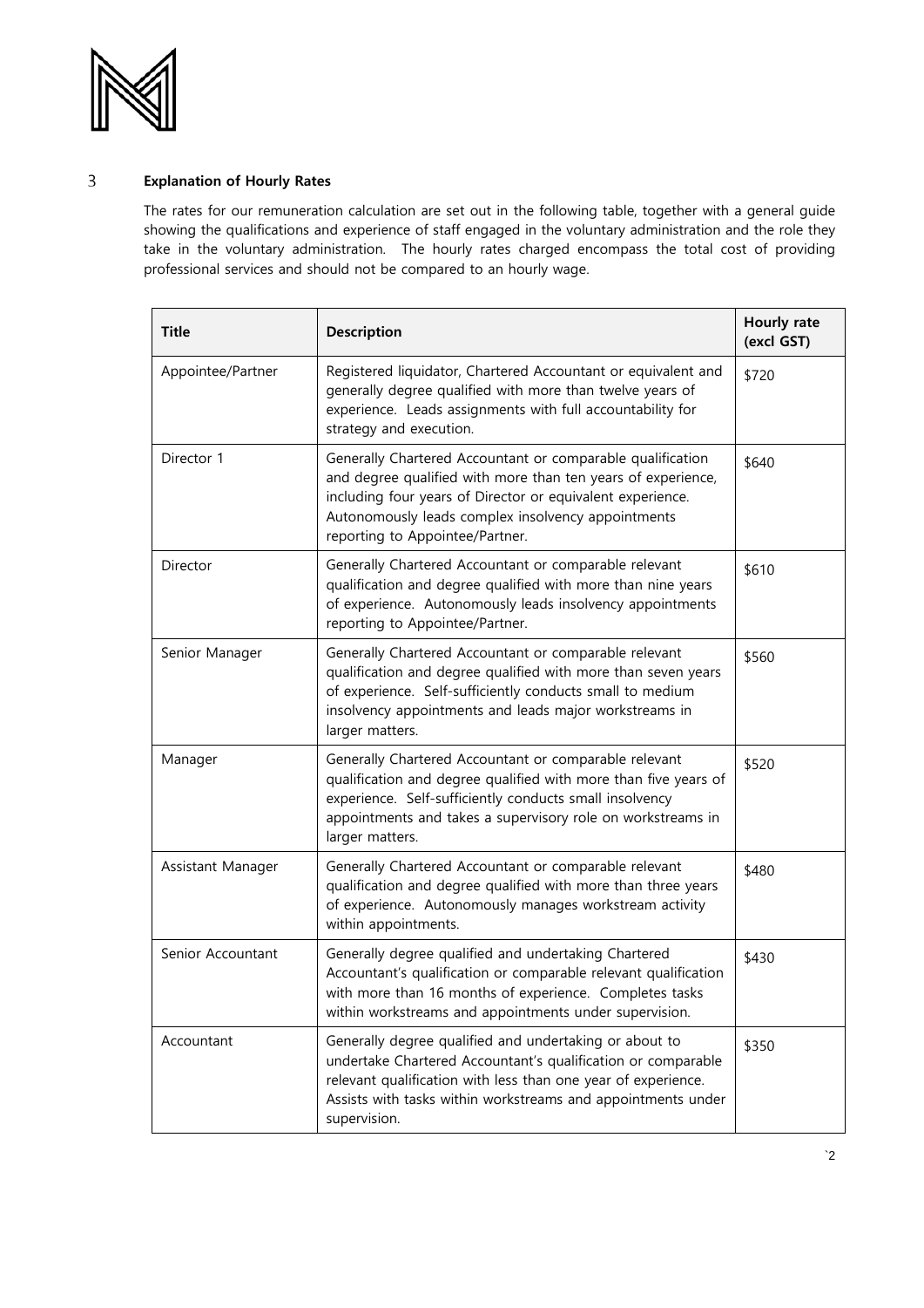## 3 Explanation of Hourly Rates

The rates for our remuneration calculation are set out in the following table, together with a general guide showing the qualifications and experience of staff engaged in the voluntary administration and the role they take in the voluntary administration. The hourly rates charged encompass the total cost of providing professional services and should not be compared to an hourly wage.

| Title | Description | Hourly rate (excl GST) |
|---|---|---|
| Appointee/Partner | Registered liquidator, Chartered Accountant or equivalent and generally degree qualified with more than twelve years of experience. Leads assignments with full accountability for strategy and execution. | $720 |
| Director 1 | Generally Chartered Accountant or comparable qualification and degree qualified with more than ten years of experience, including four years of Director or equivalent experience. Autonomously leads complex insolvency appointments reporting to Appointee/Partner. | $640 |
| Director | Generally Chartered Accountant or comparable relevant qualification and degree qualified with more than nine years of experience. Autonomously leads insolvency appointments reporting to Appointee/Partner. | $610 |
| Senior Manager | Generally Chartered Accountant or comparable relevant qualification and degree qualified with more than seven years of experience. Self-sufficiently conducts small to medium insolvency appointments and leads major workstreams in larger matters. | $560 |
| Manager | Generally Chartered Accountant or comparable relevant qualification and degree qualified with more than five years of experience. Self-sufficiently conducts small insolvency appointments and takes a supervisory role on workstreams in larger matters. | $520 |
| Assistant Manager | Generally Chartered Accountant or comparable relevant qualification and degree qualified with more than three years of experience. Autonomously manages workstream activity within appointments. | $480 |
| Senior Accountant | Generally degree qualified and undertaking Chartered Accountant's qualification or comparable relevant qualification with more than 16 months of experience. Completes tasks within workstreams and appointments under supervision. | $430 |
| Accountant | Generally degree qualified and undertaking or about to undertake Chartered Accountant's qualification or comparable relevant qualification with less than one year of experience. Assists with tasks within workstreams and appointments under supervision. | $350 |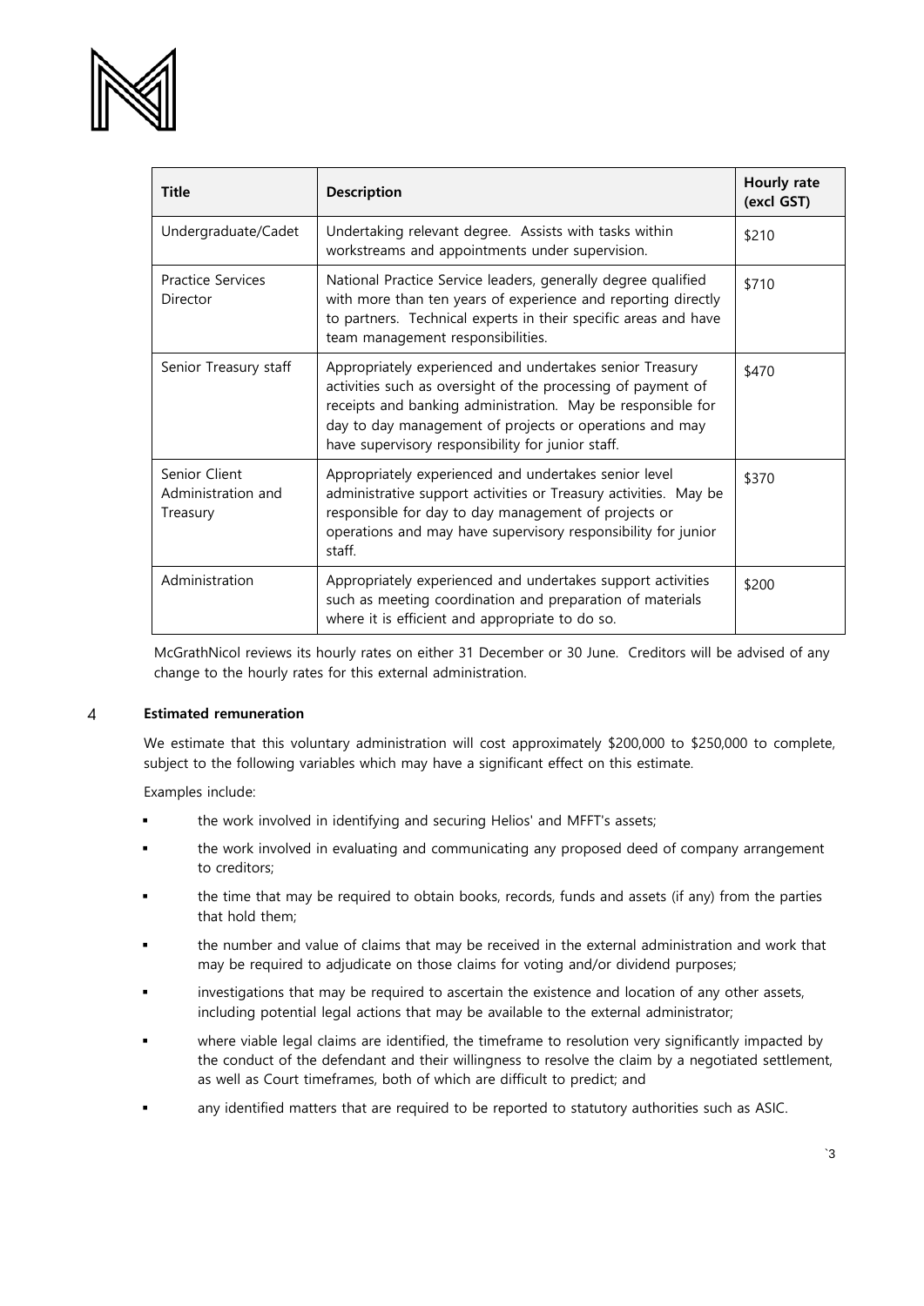| Title | Description | Hourly rate (excl GST) |
|---|---|---|
| Undergraduate/Cadet | Undertaking relevant degree. Assists with tasks within workstreams and appointments under supervision. | $210 |
| Practice Services Director | National Practice Service leaders, generally degree qualified with more than ten years of experience and reporting directly to partners. Technical experts in their specific areas and have team management responsibilities. | $710 |
| Senior Treasury staff | Appropriately experienced and undertakes senior Treasury activities such as oversight of the processing of payment of receipts and banking administration. May be responsible for day to day management of projects or operations and may have supervisory responsibility for junior staff. | $470 |
| Senior Client Administration and Treasury | Appropriately experienced and undertakes senior level administrative support activities or Treasury activities. May be responsible for day to day management of projects or operations and may have supervisory responsibility for junior staff. | $370 |
| Administration | Appropriately experienced and undertakes support activities such as meeting coordination and preparation of materials where it is efficient and appropriate to do so. | $200 |

McGrathNicol reviews its hourly rates on either 31 December or 30 June. Creditors will be advised of any change to the hourly rates for this external administration.

## 4 Estimated remuneration

We estimate that this voluntary administration will cost approximately $200,000 to $250,000 to complete, subject to the following variables which may have a significant effect on this estimate.

Examples include:

- the work involved in identifying and securing Helios' and MFFT's assets;
- the work involved in evaluating and communicating any proposed deed of company arrangement to creditors;
- the time that may be required to obtain books, records, funds and assets (if any) from the parties that hold them;
- the number and value of claims that may be received in the external administration and work that may be required to adjudicate on those claims for voting and/or dividend purposes;
- investigations that may be required to ascertain the existence and location of any other assets, including potential legal actions that may be available to the external administrator;
- where viable legal claims are identified, the timeframe to resolution very significantly impacted by the conduct of the defendant and their willingness to resolve the claim by a negotiated settlement, as well as Court timeframes, both of which are difficult to predict; and
- any identified matters that are required to be reported to statutory authorities such as ASIC.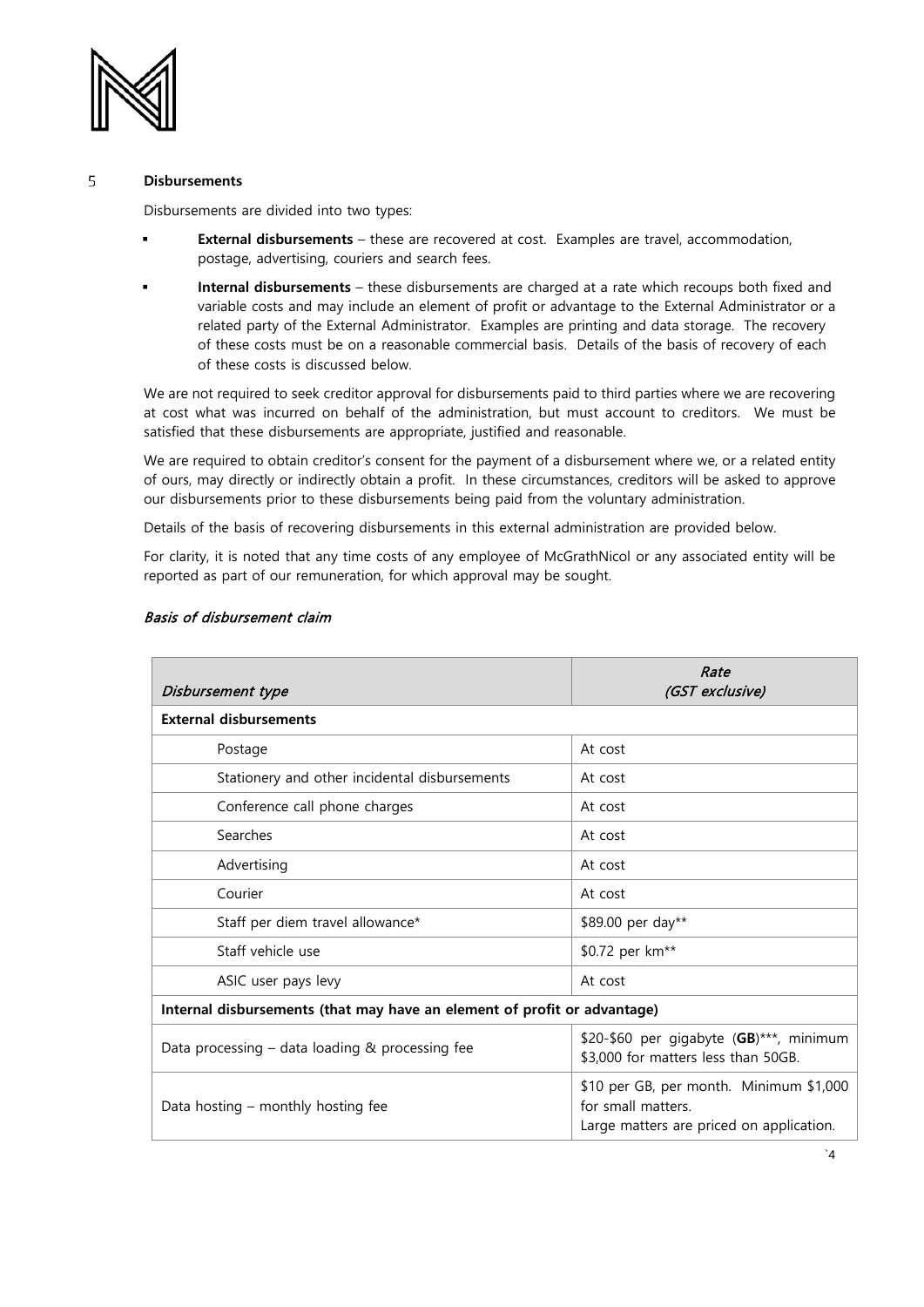## 5 Disbursements

Disbursements are divided into two types:

- **External disbursements** – these are recovered at cost. Examples are travel, accommodation, postage, advertising, couriers and search fees.
- **Internal disbursements** – these disbursements are charged at a rate which recoups both fixed and variable costs and may include an element of profit or advantage to the External Administrator or a related party of the External Administrator. Examples are printing and data storage. The recovery of these costs must be on a reasonable commercial basis. Details of the basis of recovery of each of these costs is discussed below.

We are not required to seek creditor approval for disbursements paid to third parties where we are recovering at cost what was incurred on behalf of the administration, but must account to creditors. We must be satisfied that these disbursements are appropriate, justified and reasonable.

We are required to obtain creditor's consent for the payment of a disbursement where we, or a related entity of ours, may directly or indirectly obtain a profit. In these circumstances, creditors will be asked to approve our disbursements prior to these disbursements being paid from the voluntary administration.

Details of the basis of recovering disbursements in this external administration are provided below.

For clarity, it is noted that any time costs of any employee of McGrathNicol or any associated entity will be reported as part of our remuneration, for which approval may be sought.

### *Basis of disbursement claim*

| *Disbursement type* | *Rate (GST exclusive)* |
|---|---|
| **External disbursements** | |
| Postage | At cost |
| Stationery and other incidental disbursements | At cost |
| Conference call phone charges | At cost |
| Searches | At cost |
| Advertising | At cost |
| Courier | At cost |
| Staff per diem travel allowance* | $89.00 per day** |
| Staff vehicle use | $0.72 per km** |
| ASIC user pays levy | At cost |
| **Internal disbursements (that may have an element of profit or advantage)** | |
| Data processing – data loading & processing fee | $20-$60 per gigabyte (**GB**)***, minimum $3,000 for matters less than 50GB. |
| Data hosting – monthly hosting fee | $10 per GB, per month. Minimum $1,000 for small matters. Large matters are priced on application. |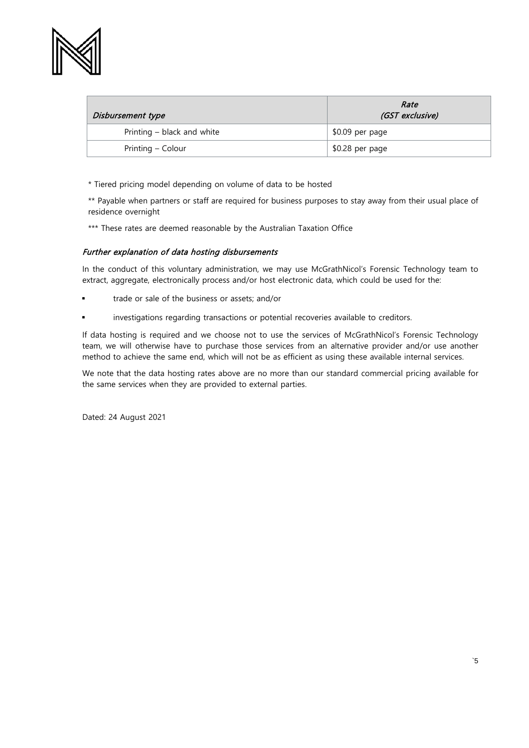| *Disburseme nt type* | *Rate (GST exclusive)* |
| --- | --- |
| Printing – black and white | $0.09 per page |
| Printing – Colour | $0.28 per page |

* Tiered pricing model depending on volume of data to be hosted

** Payable when partners or staff are required for business purposes to stay away from their usual place of residence overnight

*** These rates are deemed reasonable by the Australian Taxation Office

### *Further explanation of data hosting disbursements*

In the conduct of this voluntary administration, we may use McGrathNicol's Forensic Technology team to extract, aggregate, electronically process and/or host electronic data, which could be used for the:

- trade or sale of the business or assets; and/or
- investigations regarding transactions or potential recoveries available to creditors.

If data hosting is required and we choose not to use the services of McGrathNicol's Forensic Technology team, we will otherwise have to purchase those services from an alternative provider and/or use another method to achieve the same end, which will not be as efficient as using these available internal services.

We note that the data hosting rates above are no more than our standard commercial pricing available for the same services when they are provided to external parties.

Dated: 24 August 2021